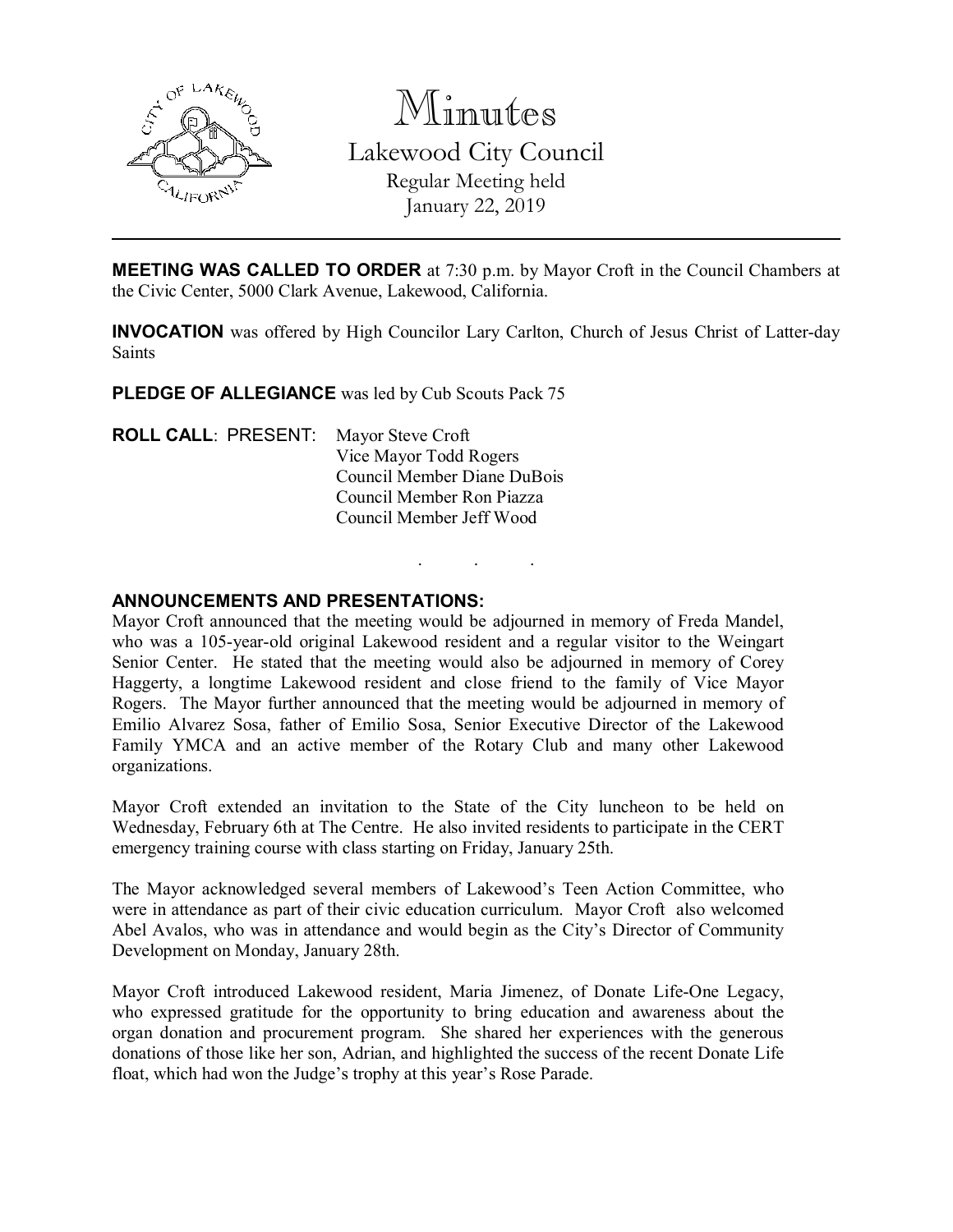# Minutes

## Lakewood City Council

Regular Meeting held
January 22, 2019

---

**MEETING WAS CALLED TO ORDER** at 7:30 p.m. by Mayor Croft in the Council Chambers at the Civic Center, 5000 Clark Avenue, Lakewood, California.

**INVOCATION** was offered by High Councilor Lary Carlton, Church of Jesus Christ of Latter-day Saints

**PLEDGE OF ALLEGIANCE** was led by Cub Scouts Pack 75

**ROLL CALL**: PRESENT: Mayor Steve Croft
Vice Mayor Todd Rogers
Council Member Diane DuBois
Council Member Ron Piazza
Council Member Jeff Wood

. . .

**ANNOUNCEMENTS AND PRESENTATIONS:**

Mayor Croft announced that the meeting would be adjourned in memory of Freda Mandel, who was a 105-year-old original Lakewood resident and a regular visitor to the Weingart Senior Center. He stated that the meeting would also be adjourned in memory of Corey Haggerty, a longtime Lakewood resident and close friend to the family of Vice Mayor Rogers. The Mayor further announced that the meeting would be adjourned in memory of Emilio Alvarez Sosa, father of Emilio Sosa, Senior Executive Director of the Lakewood Family YMCA and an active member of the Rotary Club and many other Lakewood organizations.

Mayor Croft extended an invitation to the State of the City luncheon to be held on Wednesday, February 6th at The Centre. He also invited residents to participate in the CERT emergency training course with class starting on Friday, January 25th.

The Mayor acknowledged several members of Lakewood's Teen Action Committee, who were in attendance as part of their civic education curriculum. Mayor Croft also welcomed Abel Avalos, who was in attendance and would begin as the City's Director of Community Development on Monday, January 28th.

Mayor Croft introduced Lakewood resident, Maria Jimenez, of Donate Life-One Legacy, who expressed gratitude for the opportunity to bring education and awareness about the organ donation and procurement program. She shared her experiences with the generous donations of those like her son, Adrian, and highlighted the success of the recent Donate Life float, which had won the Judge's trophy at this year's Rose Parade.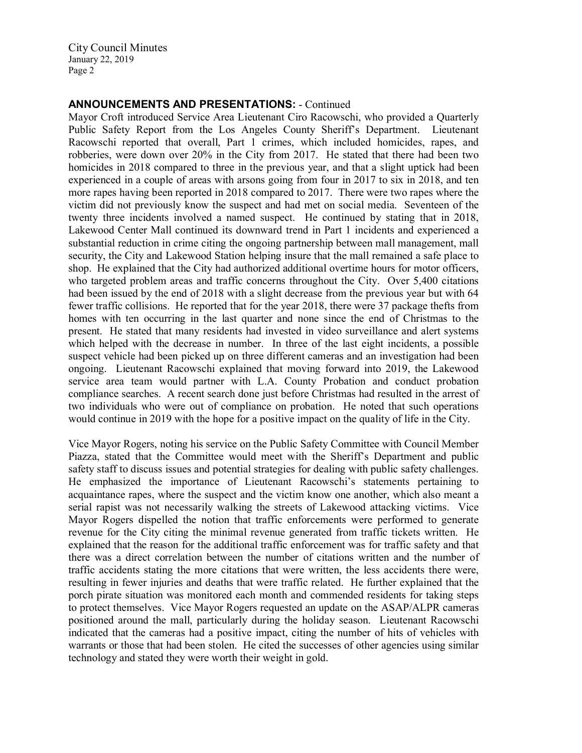**ANNOUNCEMENTS AND PRESENTATIONS:** - Continued

Mayor Croft introduced Service Area Lieutenant Ciro Racowschi, who provided a Quarterly Public Safety Report from the Los Angeles County Sheriff's Department. Lieutenant Racowschi reported that overall, Part 1 crimes, which included homicides, rapes, and robberies, were down over 20% in the City from 2017. He stated that there had been two homicides in 2018 compared to three in the previous year, and that a slight uptick had been experienced in a couple of areas with arsons going from four in 2017 to six in 2018, and ten more rapes having been reported in 2018 compared to 2017. There were two rapes where the victim did not previously know the suspect and had met on social media. Seventeen of the twenty three incidents involved a named suspect. He continued by stating that in 2018, Lakewood Center Mall continued its downward trend in Part 1 incidents and experienced a substantial reduction in crime citing the ongoing partnership between mall management, mall security, the City and Lakewood Station helping insure that the mall remained a safe place to shop. He explained that the City had authorized additional overtime hours for motor officers, who targeted problem areas and traffic concerns throughout the City. Over 5,400 citations had been issued by the end of 2018 with a slight decrease from the previous year but with 64 fewer traffic collisions. He reported that for the year 2018, there were 37 package thefts from homes with ten occurring in the last quarter and none since the end of Christmas to the present. He stated that many residents had invested in video surveillance and alert systems which helped with the decrease in number. In three of the last eight incidents, a possible suspect vehicle had been picked up on three different cameras and an investigation had been ongoing. Lieutenant Racowschi explained that moving forward into 2019, the Lakewood service area team would partner with L.A. County Probation and conduct probation compliance searches. A recent search done just before Christmas had resulted in the arrest of two individuals who were out of compliance on probation. He noted that such operations would continue in 2019 with the hope for a positive impact on the quality of life in the City.

Vice Mayor Rogers, noting his service on the Public Safety Committee with Council Member Piazza, stated that the Committee would meet with the Sheriff's Department and public safety staff to discuss issues and potential strategies for dealing with public safety challenges. He emphasized the importance of Lieutenant Racowschi's statements pertaining to acquaintance rapes, where the suspect and the victim know one another, which also meant a serial rapist was not necessarily walking the streets of Lakewood attacking victims. Vice Mayor Rogers dispelled the notion that traffic enforcements were performed to generate revenue for the City citing the minimal revenue generated from traffic tickets written. He explained that the reason for the additional traffic enforcement was for traffic safety and that there was a direct correlation between the number of citations written and the number of traffic accidents stating the more citations that were written, the less accidents there were, resulting in fewer injuries and deaths that were traffic related. He further explained that the porch pirate situation was monitored each month and commended residents for taking steps to protect themselves. Vice Mayor Rogers requested an update on the ASAP/ALPR cameras positioned around the mall, particularly during the holiday season. Lieutenant Racowschi indicated that the cameras had a positive impact, citing the number of hits of vehicles with warrants or those that had been stolen. He cited the successes of other agencies using similar technology and stated they were worth their weight in gold.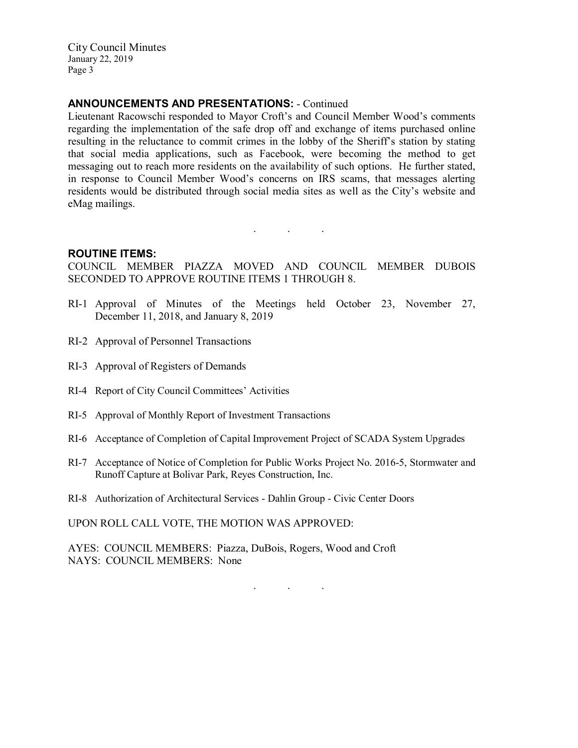## ANNOUNCEMENTS AND PRESENTATIONS: - Continued

Lieutenant Racowschi responded to Mayor Croft's and Council Member Wood's comments regarding the implementation of the safe drop off and exchange of items purchased online resulting in the reluctance to commit crimes in the lobby of the Sheriff's station by stating that social media applications, such as Facebook, were becoming the method to get messaging out to reach more residents on the availability of such options. He further stated, in response to Council Member Wood's concerns on IRS scams, that messages alerting residents would be distributed through social media sites as well as the City's website and eMag mailings.

. . .

## ROUTINE ITEMS:

COUNCIL MEMBER PIAZZA MOVED AND COUNCIL MEMBER DUBOIS SECONDED TO APPROVE ROUTINE ITEMS 1 THROUGH 8.

RI-1 Approval of Minutes of the Meetings held October 23, November 27, December 11, 2018, and January 8, 2019

RI-2 Approval of Personnel Transactions

RI-3 Approval of Registers of Demands

RI-4 Report of City Council Committees' Activities

RI-5 Approval of Monthly Report of Investment Transactions

RI-6 Acceptance of Completion of Capital Improvement Project of SCADA System Upgrades

RI-7 Acceptance of Notice of Completion for Public Works Project No. 2016-5, Stormwater and Runoff Capture at Bolivar Park, Reyes Construction, Inc.

RI-8 Authorization of Architectural Services - Dahlin Group - Civic Center Doors

UPON ROLL CALL VOTE, THE MOTION WAS APPROVED:

AYES: COUNCIL MEMBERS: Piazza, DuBois, Rogers, Wood and Croft
NAYS: COUNCIL MEMBERS: None

. . .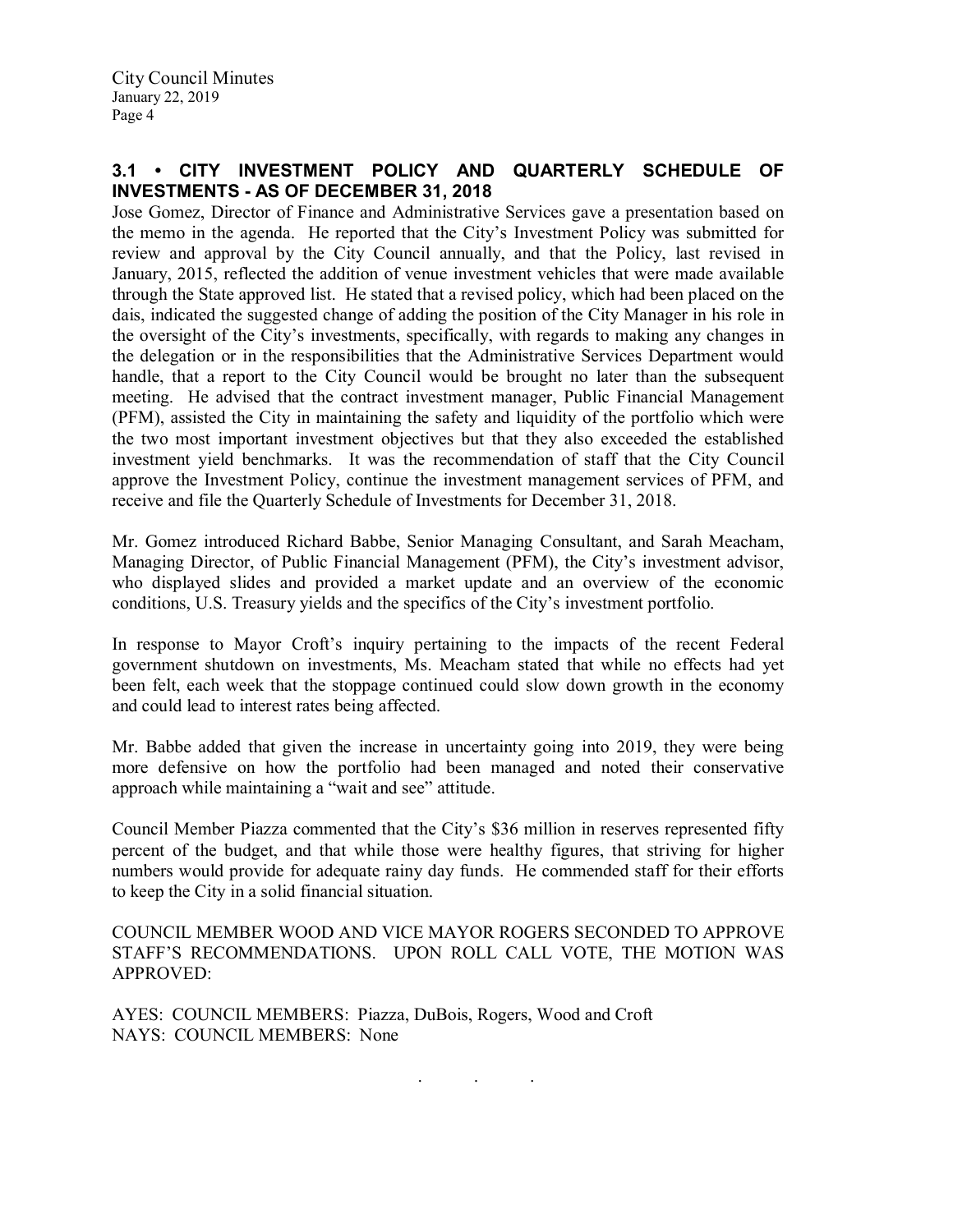## 3.1 • CITY INVESTMENT POLICY AND QUARTERLY SCHEDULE OF INVESTMENTS - AS OF DECEMBER 31, 2018

Jose Gomez, Director of Finance and Administrative Services gave a presentation based on the memo in the agenda. He reported that the City's Investment Policy was submitted for review and approval by the City Council annually, and that the Policy, last revised in January, 2015, reflected the addition of venue investment vehicles that were made available through the State approved list. He stated that a revised policy, which had been placed on the dais, indicated the suggested change of adding the position of the City Manager in his role in the oversight of the City's investments, specifically, with regards to making any changes in the delegation or in the responsibilities that the Administrative Services Department would handle, that a report to the City Council would be brought no later than the subsequent meeting. He advised that the contract investment manager, Public Financial Management (PFM), assisted the City in maintaining the safety and liquidity of the portfolio which were the two most important investment objectives but that they also exceeded the established investment yield benchmarks. It was the recommendation of staff that the City Council approve the Investment Policy, continue the investment management services of PFM, and receive and file the Quarterly Schedule of Investments for December 31, 2018.

Mr. Gomez introduced Richard Babbe, Senior Managing Consultant, and Sarah Meacham, Managing Director, of Public Financial Management (PFM), the City's investment advisor, who displayed slides and provided a market update and an overview of the economic conditions, U.S. Treasury yields and the specifics of the City's investment portfolio.

In response to Mayor Croft's inquiry pertaining to the impacts of the recent Federal government shutdown on investments, Ms. Meacham stated that while no effects had yet been felt, each week that the stoppage continued could slow down growth in the economy and could lead to interest rates being affected.

Mr. Babbe added that given the increase in uncertainty going into 2019, they were being more defensive on how the portfolio had been managed and noted their conservative approach while maintaining a "wait and see" attitude.

Council Member Piazza commented that the City's $36 million in reserves represented fifty percent of the budget, and that while those were healthy figures, that striving for higher numbers would provide for adequate rainy day funds. He commended staff for their efforts to keep the City in a solid financial situation.

COUNCIL MEMBER WOOD AND VICE MAYOR ROGERS SECONDED TO APPROVE STAFF'S RECOMMENDATIONS. UPON ROLL CALL VOTE, THE MOTION WAS APPROVED:

AYES: COUNCIL MEMBERS: Piazza, DuBois, Rogers, Wood and Croft
NAYS: COUNCIL MEMBERS: None

. . .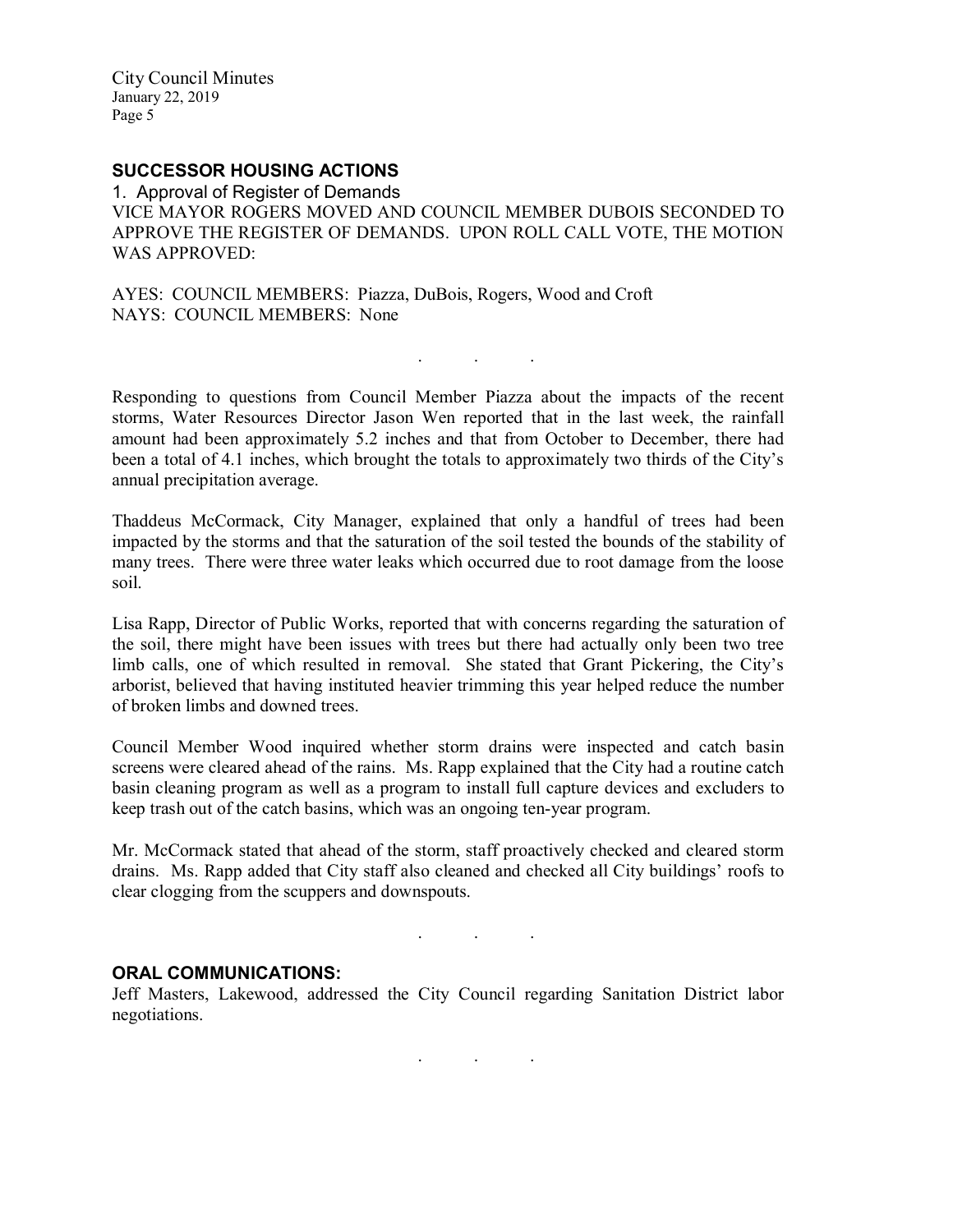## SUCCESSOR HOUSING ACTIONS

1. Approval of Register of Demands

VICE MAYOR ROGERS MOVED AND COUNCIL MEMBER DUBOIS SECONDED TO APPROVE THE REGISTER OF DEMANDS. UPON ROLL CALL VOTE, THE MOTION WAS APPROVED:

AYES: COUNCIL MEMBERS: Piazza, DuBois, Rogers, Wood and Croft
NAYS: COUNCIL MEMBERS: None

. . .

Responding to questions from Council Member Piazza about the impacts of the recent storms, Water Resources Director Jason Wen reported that in the last week, the rainfall amount had been approximately 5.2 inches and that from October to December, there had been a total of 4.1 inches, which brought the totals to approximately two thirds of the City's annual precipitation average.

Thaddeus McCormack, City Manager, explained that only a handful of trees had been impacted by the storms and that the saturation of the soil tested the bounds of the stability of many trees. There were three water leaks which occurred due to root damage from the loose soil.

Lisa Rapp, Director of Public Works, reported that with concerns regarding the saturation of the soil, there might have been issues with trees but there had actually only been two tree limb calls, one of which resulted in removal. She stated that Grant Pickering, the City's arborist, believed that having instituted heavier trimming this year helped reduce the number of broken limbs and downed trees.

Council Member Wood inquired whether storm drains were inspected and catch basin screens were cleared ahead of the rains. Ms. Rapp explained that the City had a routine catch basin cleaning program as well as a program to install full capture devices and excluders to keep trash out of the catch basins, which was an ongoing ten-year program.

Mr. McCormack stated that ahead of the storm, staff proactively checked and cleared storm drains. Ms. Rapp added that City staff also cleaned and checked all City buildings' roofs to clear clogging from the scuppers and downspouts.

. . .

## ORAL COMMUNICATIONS:

Jeff Masters, Lakewood, addressed the City Council regarding Sanitation District labor negotiations.

. . .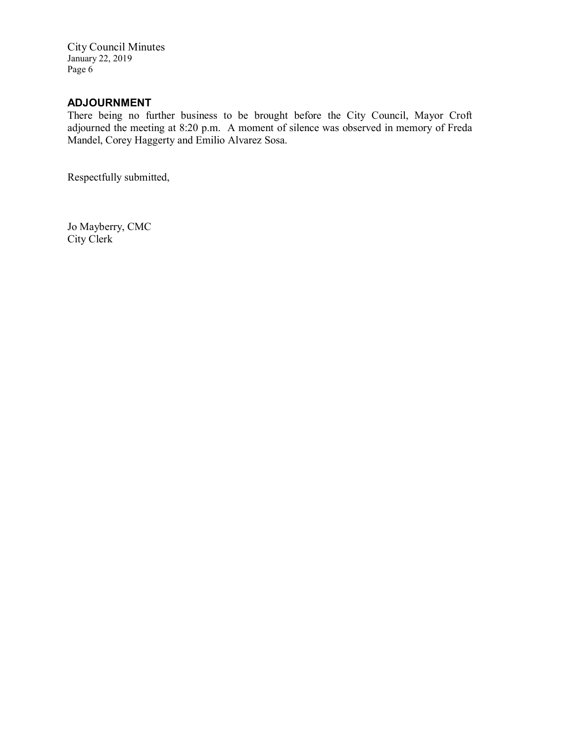## ADJOURNMENT

There being no further business to be brought before the City Council, Mayor Croft adjourned the meeting at 8:20 p.m. A moment of silence was observed in memory of Freda Mandel, Corey Haggerty and Emilio Alvarez Sosa.

Respectfully submitted,

Jo Mayberry, CMC
City Clerk